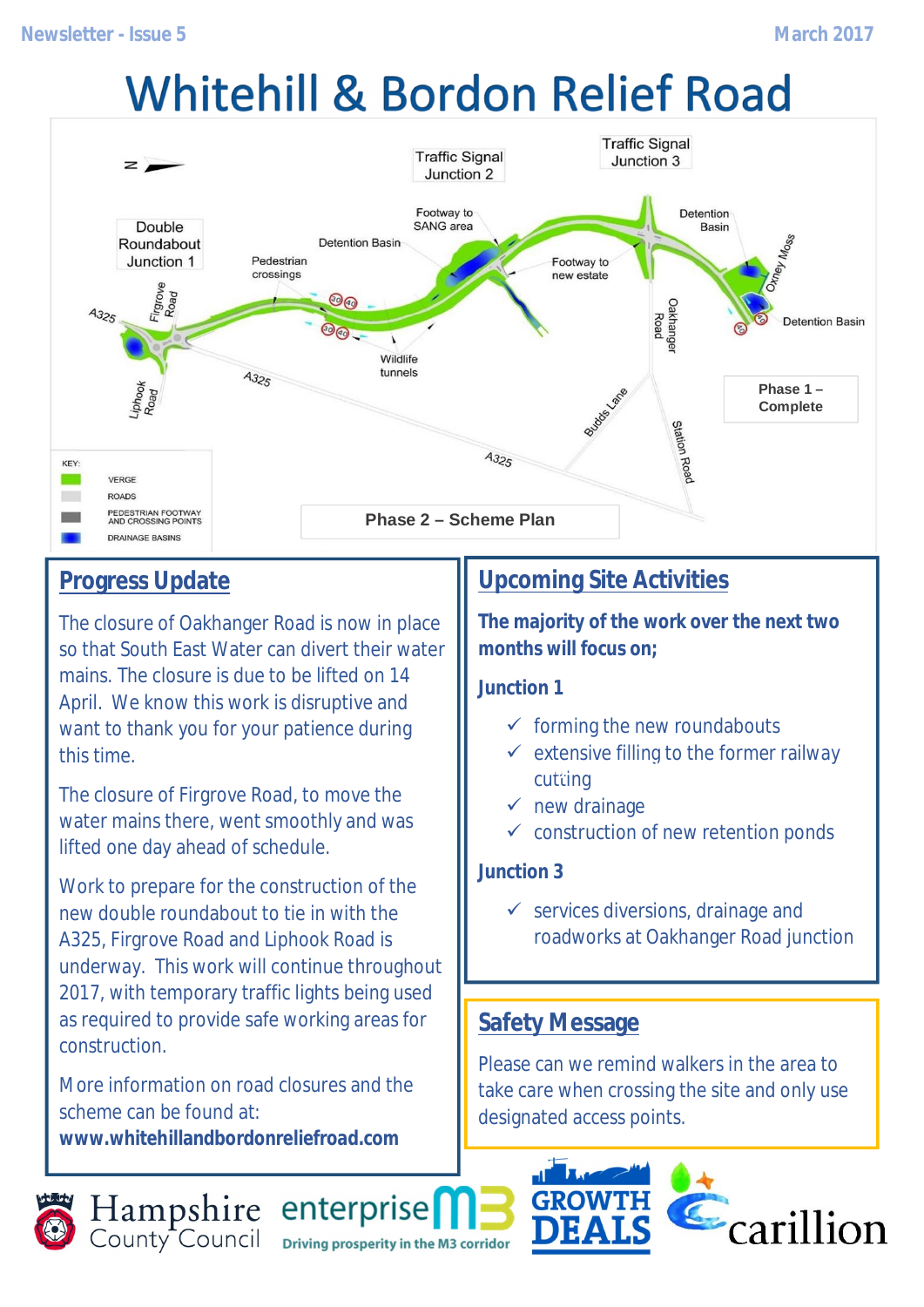Newsletter - Issue 5

March 2017

# Whitehill & Bordon Relief Road

Double Roundabout Junction 1

Traffic Signal Junction 2

Traffic Signal Junction 3

Pedestrian crossings

Detention Basin

Footway to SANG area

Footway to new estate

Detention Basin

Detention Basin

Wildlife tunnels

A325

Firgrove Road

Liphook Road

Oakhanger Road

Budds Lane

Station Road

Oxney Moss

Phase 1 – Complete

Phase 2 – Scheme Plan

KEY:
- VERGE
- ROADS
- PEDESTRIAN FOOTWAY AND CROSSING POINTS
- DRAINAGE BASINS

## Progress Update

The closure of Oakhanger Road is now in place so that South East Water can divert their water mains. The closure is due to be lifted on 14 April. We know this work is disruptive and want to thank you for your patience during this time.

The closure of Firgrove Road, to move the water mains there, went smoothly and was lifted one day ahead of schedule.

Work to prepare for the construction of the new double roundabout to tie in with the A325, Firgrove Road and Liphook Road is underway. This work will continue throughout 2017, with temporary traffic lights being used as required to provide safe working areas for construction.

More information on road closures and the scheme can be found at:
**www.whitehillandbordonreliefroad.com**

## Upcoming Site Activities

**The majority of the work over the next two months will focus on;**

### Junction 1

- ✓ forming the new roundabouts
- ✓ extensive filling to the former railway cutting
- ✓ new drainage
- ✓ construction of new retention ponds

### Junction 3

- ✓ services diversions, drainage and roadworks at Oakhanger Road junction

## Safety Message

Please can we remind walkers in the area to take care when crossing the site and only use designated access points.

Hampshire County Council | enterprise M3 – Driving prosperity in the M3 corridor | GROWTH DEALS | carillion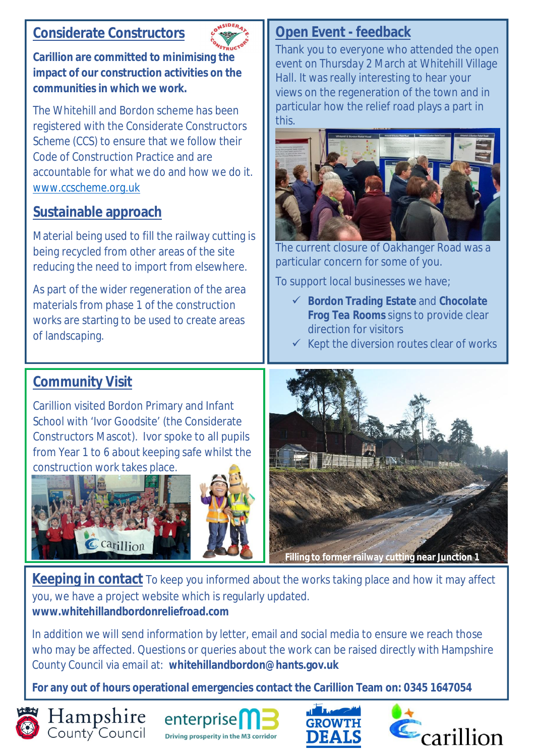## Considerate Constructors

**Carillion are committed to minimising the impact of our construction activities on the communities in which we work.**

The Whitehill and Bordon scheme has been registered with the Considerate Constructors Scheme (CCS) to ensure that we follow their Code of Construction Practice and are accountable for what we do and how we do it. www.ccscheme.org.uk

## Sustainable approach

Material being used to fill the railway cutting is being recycled from other areas of the site reducing the need to import from elsewhere.

As part of the wider regeneration of the area materials from phase 1 of the construction works are starting to be used to create areas of landscaping.

## Open Event - feedback

Thank you to everyone who attended the open event on Thursday 2 March at Whitehill Village Hall. It was really interesting to hear your views on the regeneration of the town and in particular how the relief road plays a part in this.

The current closure of Oakhanger Road was a particular concern for some of you.

To support local businesses we have;

- ✓ **Bordon Trading Estate** and **Chocolate Frog Tea Rooms** signs to provide clear direction for visitors
- ✓ Kept the diversion routes clear of works

## Community Visit

Carillion visited Bordon Primary and Infant School with 'Ivor Goodsite' (the Considerate Constructors Mascot). Ivor spoke to all pupils from Year 1 to 6 about keeping safe whilst the construction work takes place.

Filling to former railway cutting near Junction 1

## Keeping in contact

To keep you informed about the works taking place and how it may affect you, we have a project website which is regularly updated.
**www.whitehillandbordonreliefroad.com**

In addition we will send information by letter, email and social media to ensure we reach those who may be affected. Questions or queries about the work can be raised directly with Hampshire County Council via email at: **whitehillandbordon@hants.gov.uk**

**For any out of hours operational emergencies contact the Carillion Team on: 0345 1647054**

Hampshire County Council | enterprise M3 Driving prosperity in the M3 corridor | GROWTH DEALS | carillion